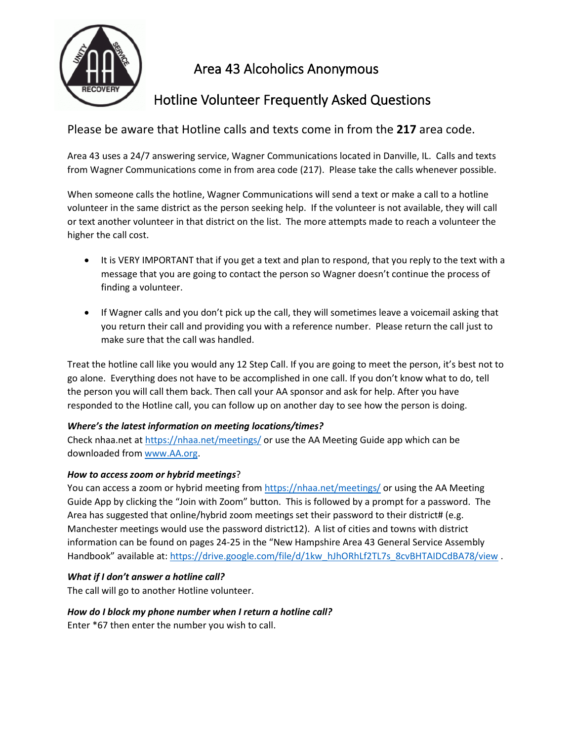# Area 43 Alcoholics Anonymous

## Hotline Volunteer Frequently Asked Questions

Please be aware that Hotline calls and texts come in from the **217** area code.

Area 43 uses a 24/7 answering service, Wagner Communications located in Danville, IL. Calls and texts from Wagner Communications come in from area code (217). Please take the calls whenever possible.

When someone calls the hotline, Wagner Communications will send a text or make a call to a hotline volunteer in the same district as the person seeking help. If the volunteer is not available, they will call or text another volunteer in that district on the list. The more attempts made to reach a volunteer the higher the call cost.

- It is VERY IMPORTANT that if you get a text and plan to respond, that you reply to the text with a message that you are going to contact the person so Wagner doesn't continue the process of finding a volunteer.
- If Wagner calls and you don't pick up the call, they will sometimes leave a voicemail asking that you return their call and providing you with a reference number. Please return the call just to make sure that the call was handled.

Treat the hotline call like you would any 12 Step Call. If you are going to meet the person, it's best not to go alone. Everything does not have to be accomplished in one call. If you don't know what to do, tell the person you will call them back. Then call your AA sponsor and ask for help. After you have responded to the Hotline call, you can follow up on another day to see how the person is doing.

***Where's the latest information on meeting locations/times?***
Check nhaa.net at https://nhaa.net/meetings/ or use the AA Meeting Guide app which can be downloaded from www.AA.org.

***How to access zoom or hybrid meetings***?
You can access a zoom or hybrid meeting from https://nhaa.net/meetings/ or using the AA Meeting Guide App by clicking the "Join with Zoom" button. This is followed by a prompt for a password. The Area has suggested that online/hybrid zoom meetings set their password to their district# (e.g. Manchester meetings would use the password district12). A list of cities and towns with district information can be found on pages 24-25 in the "New Hampshire Area 43 General Service Assembly Handbook" available at: https://drive.google.com/file/d/1kw_hJhORhLf2TL7s_8cvBHTAIDCdBA78/view .

***What if I don't answer a hotline call?***
The call will go to another Hotline volunteer.

***How do I block my phone number when I return a hotline call?***
Enter *67 then enter the number you wish to call.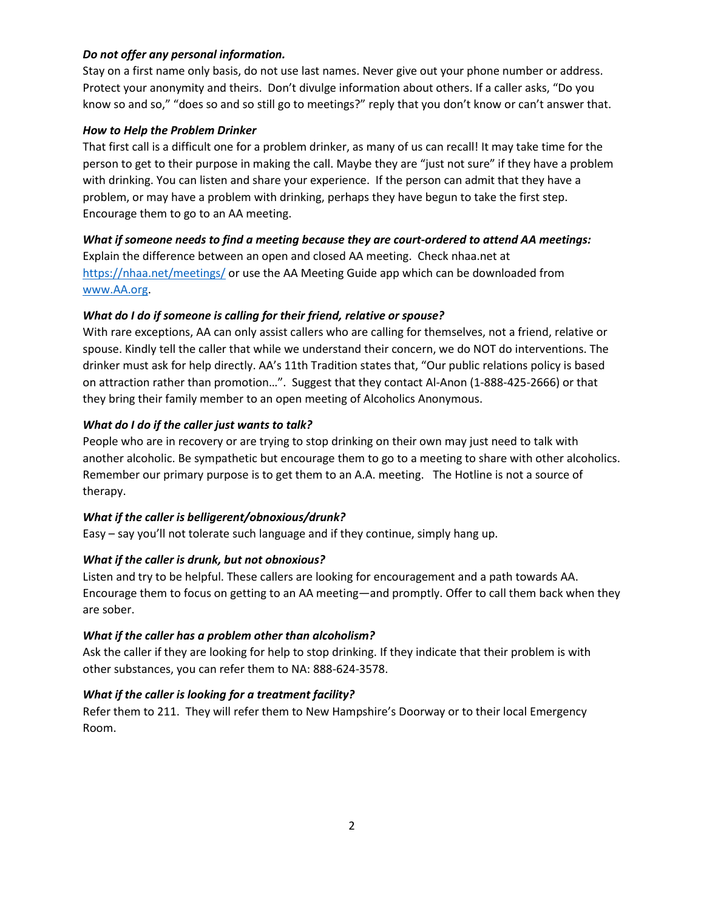***Do not offer any personal information.***

Stay on a first name only basis, do not use last names. Never give out your phone number or address. Protect your anonymity and theirs. Don't divulge information about others. If a caller asks, "Do you know so and so," "does so and so still go to meetings?" reply that you don't know or can't answer that.

***How to Help the Problem Drinker***

That first call is a difficult one for a problem drinker, as many of us can recall! It may take time for the person to get to their purpose in making the call. Maybe they are "just not sure" if they have a problem with drinking. You can listen and share your experience. If the person can admit that they have a problem, or may have a problem with drinking, perhaps they have begun to take the first step. Encourage them to go to an AA meeting.

***What if someone needs to find a meeting because they are court-ordered to attend AA meetings:***

Explain the difference between an open and closed AA meeting. Check nhaa.net at [https://nhaa.net/meetings/](https://nhaa.net/meetings/) or use the AA Meeting Guide app which can be downloaded from [www.AA.org](www.AA.org).

***What do I do if someone is calling for their friend, relative or spouse?***

With rare exceptions, AA can only assist callers who are calling for themselves, not a friend, relative or spouse. Kindly tell the caller that while we understand their concern, we do NOT do interventions. The drinker must ask for help directly. AA's 11th Tradition states that, "Our public relations policy is based on attraction rather than promotion…". Suggest that they contact Al-Anon (1-888-425-2666) or that they bring their family member to an open meeting of Alcoholics Anonymous.

***What do I do if the caller just wants to talk?***

People who are in recovery or are trying to stop drinking on their own may just need to talk with another alcoholic. Be sympathetic but encourage them to go to a meeting to share with other alcoholics. Remember our primary purpose is to get them to an A.A. meeting. The Hotline is not a source of therapy.

***What if the caller is belligerent/obnoxious/drunk?***

Easy – say you'll not tolerate such language and if they continue, simply hang up.

***What if the caller is drunk, but not obnoxious?***

Listen and try to be helpful. These callers are looking for encouragement and a path towards AA. Encourage them to focus on getting to an AA meeting—and promptly. Offer to call them back when they are sober.

***What if the caller has a problem other than alcoholism?***

Ask the caller if they are looking for help to stop drinking. If they indicate that their problem is with other substances, you can refer them to NA: 888-624-3578.

***What if the caller is looking for a treatment facility?***

Refer them to 211. They will refer them to New Hampshire's Doorway or to their local Emergency Room.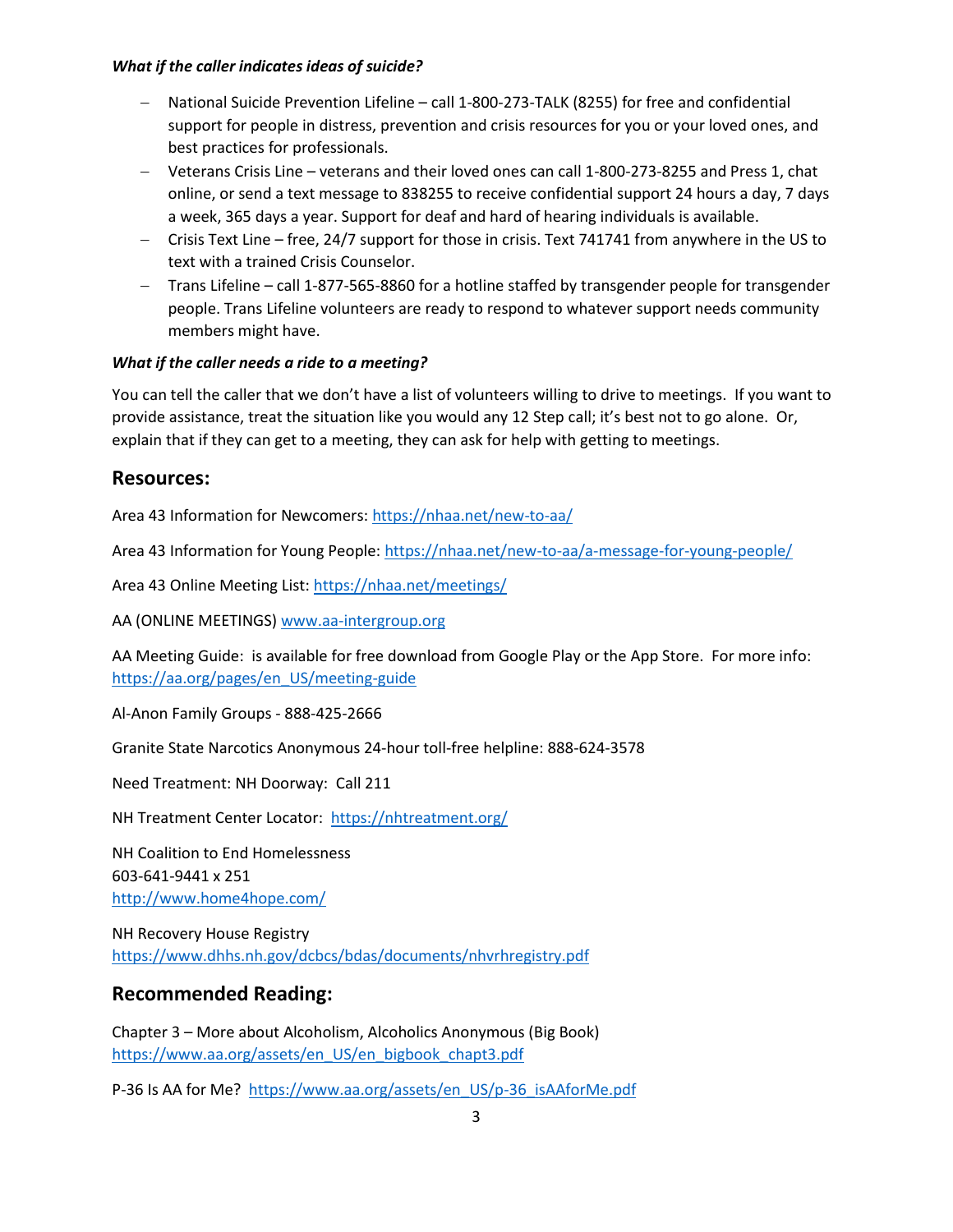***What if the caller indicates ideas of suicide?***

- National Suicide Prevention Lifeline – call 1-800-273-TALK (8255) for free and confidential support for people in distress, prevention and crisis resources for you or your loved ones, and best practices for professionals.
- Veterans Crisis Line – veterans and their loved ones can call 1-800-273-8255 and Press 1, chat online, or send a text message to 838255 to receive confidential support 24 hours a day, 7 days a week, 365 days a year. Support for deaf and hard of hearing individuals is available.
- Crisis Text Line – free, 24/7 support for those in crisis. Text 741741 from anywhere in the US to text with a trained Crisis Counselor.
- Trans Lifeline – call 1-877-565-8860 for a hotline staffed by transgender people for transgender people. Trans Lifeline volunteers are ready to respond to whatever support needs community members might have.

***What if the caller needs a ride to a meeting?***

You can tell the caller that we don't have a list of volunteers willing to drive to meetings. If you want to provide assistance, treat the situation like you would any 12 Step call; it's best not to go alone. Or, explain that if they can get to a meeting, they can ask for help with getting to meetings.

## Resources:

Area 43 Information for Newcomers: https://nhaa.net/new-to-aa/

Area 43 Information for Young People: https://nhaa.net/new-to-aa/a-message-for-young-people/

Area 43 Online Meeting List: https://nhaa.net/meetings/

AA (ONLINE MEETINGS) www.aa-intergroup.org

AA Meeting Guide: is available for free download from Google Play or the App Store. For more info: https://aa.org/pages/en_US/meeting-guide

Al-Anon Family Groups - 888-425-2666

Granite State Narcotics Anonymous 24-hour toll-free helpline: 888-624-3578

Need Treatment: NH Doorway: Call 211

NH Treatment Center Locator: https://nhtreatment.org/

NH Coalition to End Homelessness
603-641-9441 x 251
http://www.home4hope.com/

NH Recovery House Registry
https://www.dhhs.nh.gov/dcbcs/bdas/documents/nhvrhregistry.pdf

## Recommended Reading:

Chapter 3 – More about Alcoholism, Alcoholics Anonymous (Big Book)
https://www.aa.org/assets/en_US/en_bigbook_chapt3.pdf

P-36 Is AA for Me? https://www.aa.org/assets/en_US/p-36_isAAforMe.pdf